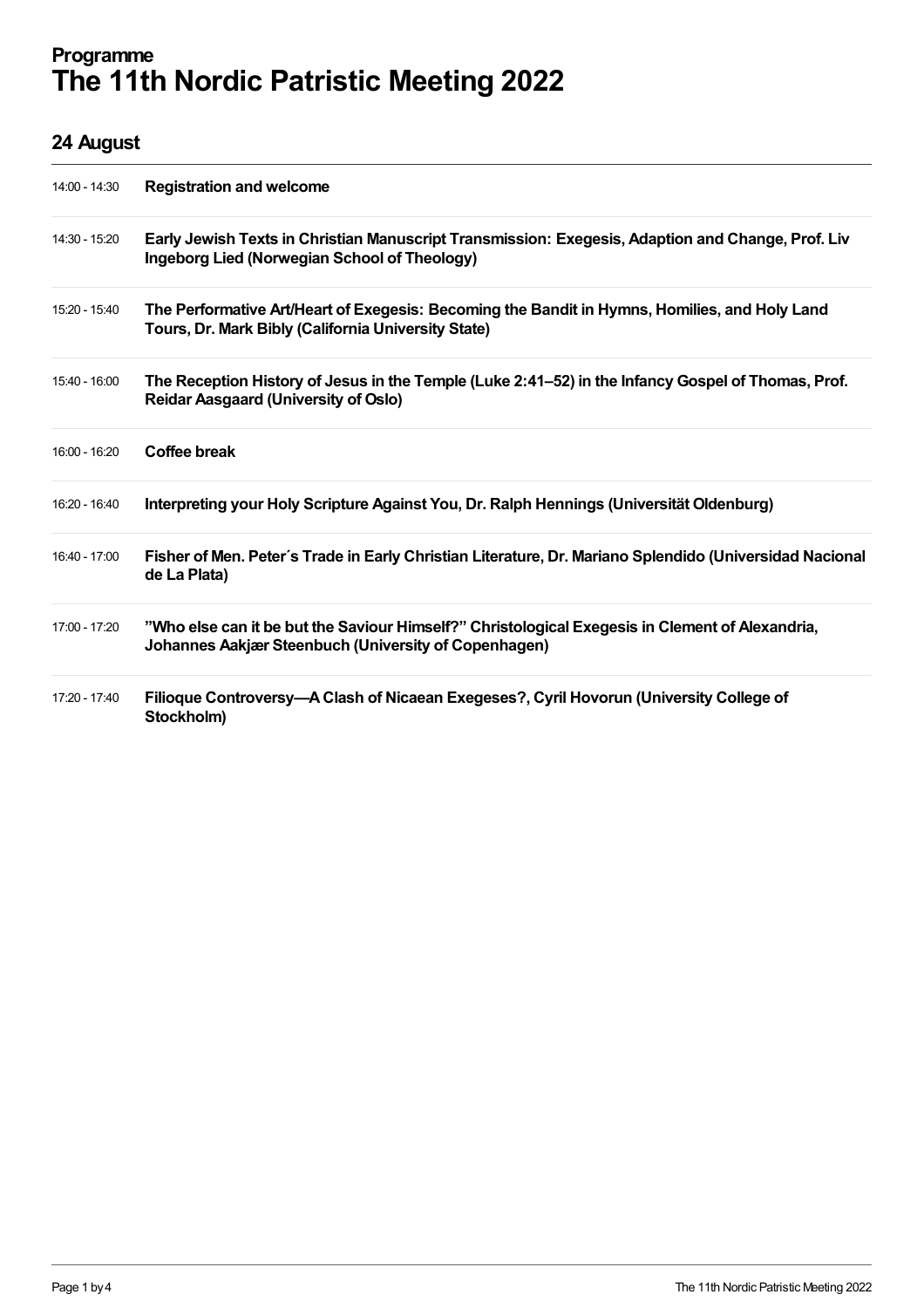**Programme**

# The 11th Nordic Patristic Meeting 2022

## 24 August

| | |
|---|---|
| 14:00 - 14:30 | **Registration and welcome** |
| 14:30 - 15:20 | **Early Jewish Texts in Christian Manuscript Transmission: Exegesis, Adaption and Change, Prof. Liv Ingeborg Lied (Norwegian School of Theology)** |
| 15:20 - 15:40 | **The Performative Art/Heart of Exegesis: Becoming the Bandit in Hymns, Homilies, and Holy Land Tours, Dr. Mark Bibly (California University State)** |
| 15:40 - 16:00 | **The Reception History of Jesus in the Temple (Luke 2:41–52) in the Infancy Gospel of Thomas, Prof. Reidar Aasgaard (University of Oslo)** |
| 16:00 - 16:20 | **Coffee break** |
| 16:20 - 16:40 | **Interpreting your Holy Scripture Against You, Dr. Ralph Hennings (Universität Oldenburg)** |
| 16:40 - 17:00 | **Fisher of Men. Peter´s Trade in Early Christian Literature, Dr. Mariano Splendido (Universidad Nacional de La Plata)** |
| 17:00 - 17:20 | **”Who else can it be but the Saviour Himself?” Christological Exegesis in Clement of Alexandria, Johannes Aakjær Steenbuch (University of Copenhagen)** |
| 17:20 - 17:40 | **Filioque Controversy—A Clash of Nicaean Exegeses?, Cyril Hovorun (University College of Stockholm)** |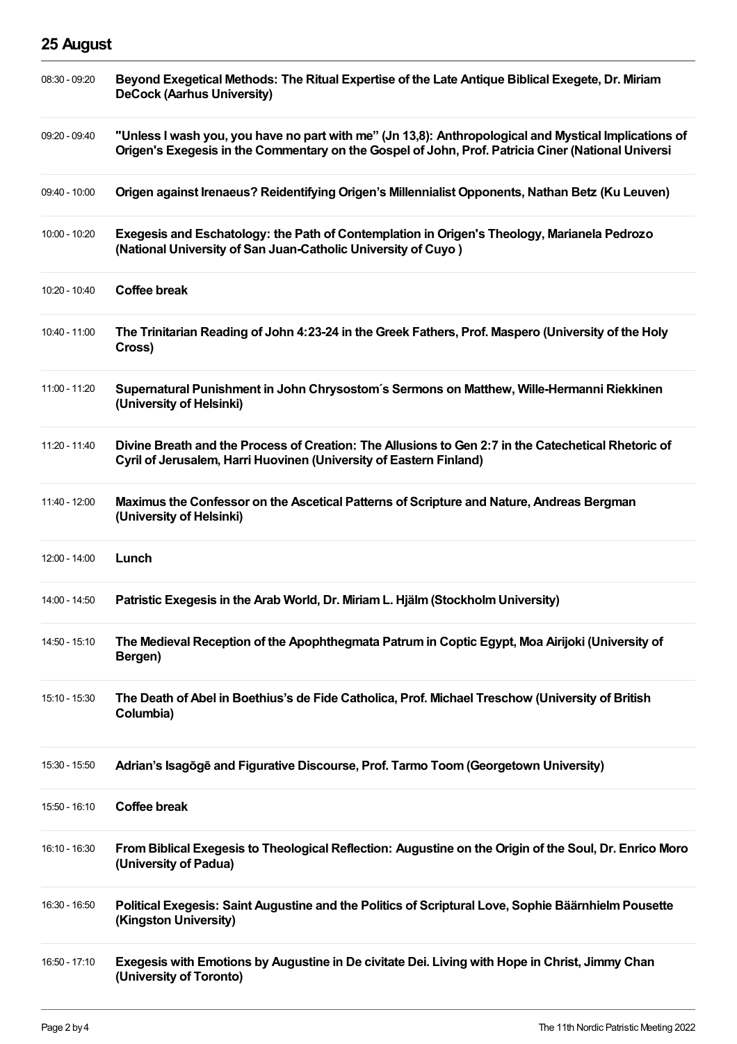## 25 August

| | |
|---|---|
| 08:30 - 09:20 | **Beyond Exegetical Methods: The Ritual Expertise of the Late Antique Biblical Exegete, Dr. Miriam DeCock (Aarhus University)** |
| 09:20 - 09:40 | **"Unless I wash you, you have no part with me" (Jn 13,8): Anthropological and Mystical Implications of Origen's Exegesis in the Commentary on the Gospel of John, Prof. Patricia Ciner (National Universi** |
| 09:40 - 10:00 | **Origen against Irenaeus? Reidentifying Origen's Millennialist Opponents, Nathan Betz (Ku Leuven)** |
| 10:00 - 10:20 | **Exegesis and Eschatology: the Path of Contemplation in Origen's Theology, Marianela Pedrozo (National University of San Juan-Catholic University of Cuyo )** |
| 10:20 - 10:40 | **Coffee break** |
| 10:40 - 11:00 | **The Trinitarian Reading of John 4:23-24 in the Greek Fathers, Prof. Maspero (University of the Holy Cross)** |
| 11:00 - 11:20 | **Supernatural Punishment in John Chrysostom´s Sermons on Matthew, Wille-Hermanni Riekkinen (University of Helsinki)** |
| 11:20 - 11:40 | **Divine Breath and the Process of Creation: The Allusions to Gen 2:7 in the Catechetical Rhetoric of Cyril of Jerusalem, Harri Huovinen (University of Eastern Finland)** |
| 11:40 - 12:00 | **Maximus the Confessor on the Ascetical Patterns of Scripture and Nature, Andreas Bergman (University of Helsinki)** |
| 12:00 - 14:00 | **Lunch** |
| 14:00 - 14:50 | **Patristic Exegesis in the Arab World, Dr. Miriam L. Hjälm (Stockholm University)** |
| 14:50 - 15:10 | **The Medieval Reception of the Apophthegmata Patrum in Coptic Egypt, Moa Airijoki (University of Bergen)** |
| 15:10 - 15:30 | **The Death of Abel in Boethius's de Fide Catholica, Prof. Michael Treschow (University of British Columbia)** |
| 15:30 - 15:50 | **Adrian's Isagōgē and Figurative Discourse, Prof. Tarmo Toom (Georgetown University)** |
| 15:50 - 16:10 | **Coffee break** |
| 16:10 - 16:30 | **From Biblical Exegesis to Theological Reflection: Augustine on the Origin of the Soul, Dr. Enrico Moro (University of Padua)** |
| 16:30 - 16:50 | **Political Exegesis: Saint Augustine and the Politics of Scriptural Love, Sophie Bäärnhielm Pousette (Kingston University)** |
| 16:50 - 17:10 | **Exegesis with Emotions by Augustine in De civitate Dei. Living with Hope in Christ, Jimmy Chan (University of Toronto)** |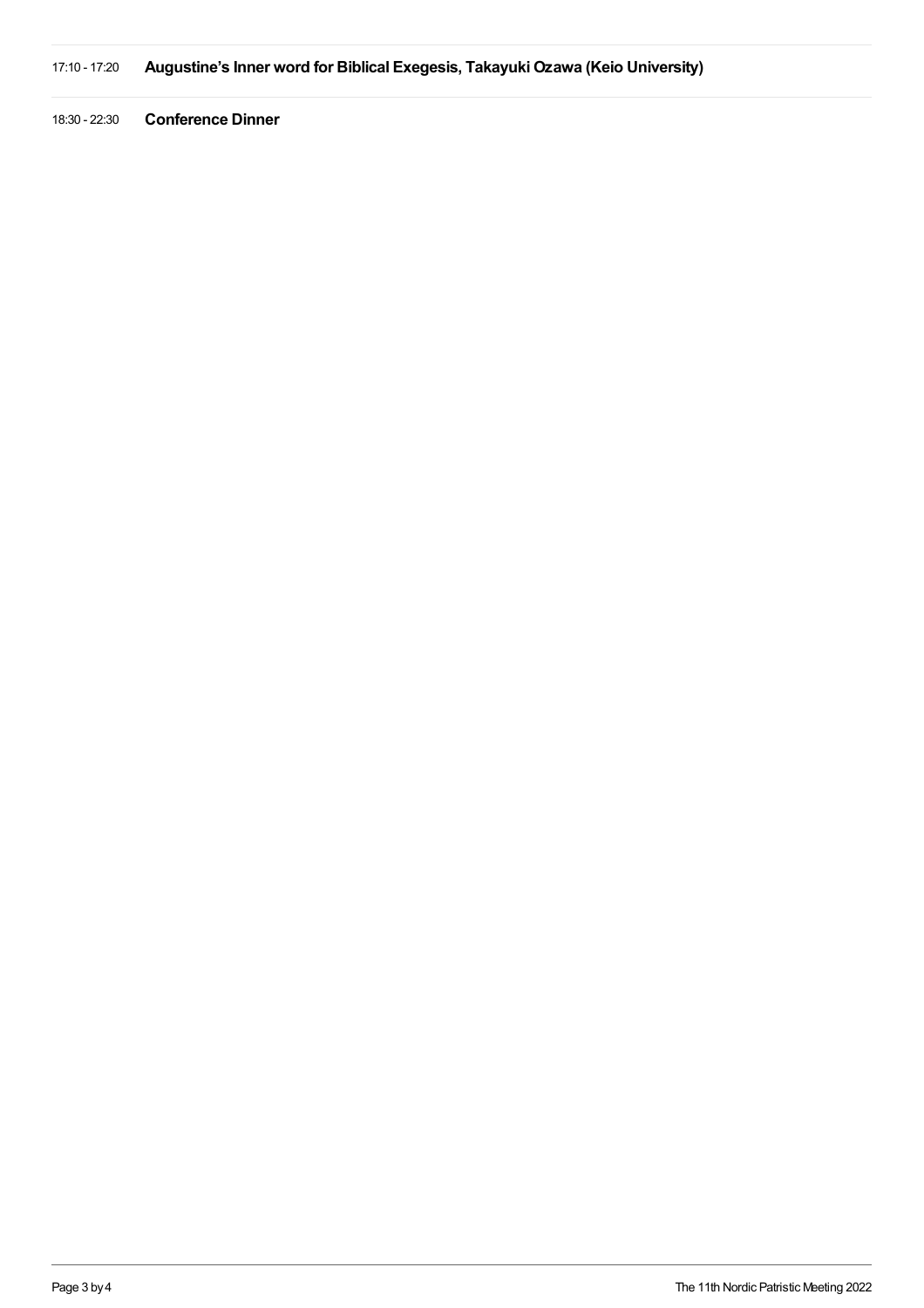17:10 - 17:20 **Augustine's Inner word for Biblical Exegesis, Takayuki Ozawa (Keio University)**

18:30 - 22:30 **Conference Dinner**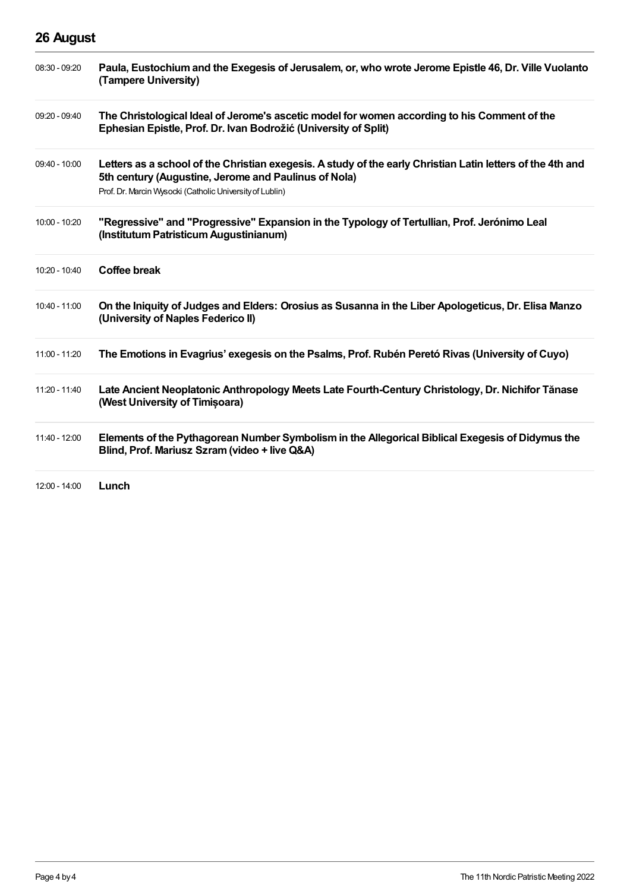## 26 August

| | |
|---|---|
| 08:30 - 09:20 | **Paula, Eustochium and the Exegesis of Jerusalem, or, who wrote Jerome Epistle 46, Dr. Ville Vuolanto (Tampere University)** |
| 09:20 - 09:40 | **The Christological Ideal of Jerome's ascetic model for women according to his Comment of the Ephesian Epistle, Prof. Dr. Ivan Bodrožić (University of Split)** |
| 09:40 - 10:00 | **Letters as a school of the Christian exegesis. A study of the early Christian Latin letters of the 4th and 5th century (Augustine, Jerome and Paulinus of Nola)** Prof. Dr. Marcin Wysocki (Catholic University of Lublin) |
| 10:00 - 10:20 | **"Regressive" and "Progressive" Expansion in the Typology of Tertullian, Prof. Jerónimo Leal (Institutum Patristicum Augustinianum)** |
| 10:20 - 10:40 | **Coffee break** |
| 10:40 - 11:00 | **On the Iniquity of Judges and Elders: Orosius as Susanna in the Liber Apologeticus, Dr. Elisa Manzo (University of Naples Federico II)** |
| 11:00 - 11:20 | **The Emotions in Evagrius' exegesis on the Psalms, Prof. Rubén Peretó Rivas (University of Cuyo)** |
| 11:20 - 11:40 | **Late Ancient Neoplatonic Anthropology Meets Late Fourth-Century Christology, Dr. Nichifor Tănase (West University of Timișoara)** |
| 11:40 - 12:00 | **Elements of the Pythagorean Number Symbolism in the Allegorical Biblical Exegesis of Didymus the Blind, Prof. Mariusz Szram (video + live Q&A)** |
| 12:00 - 14:00 | **Lunch** |